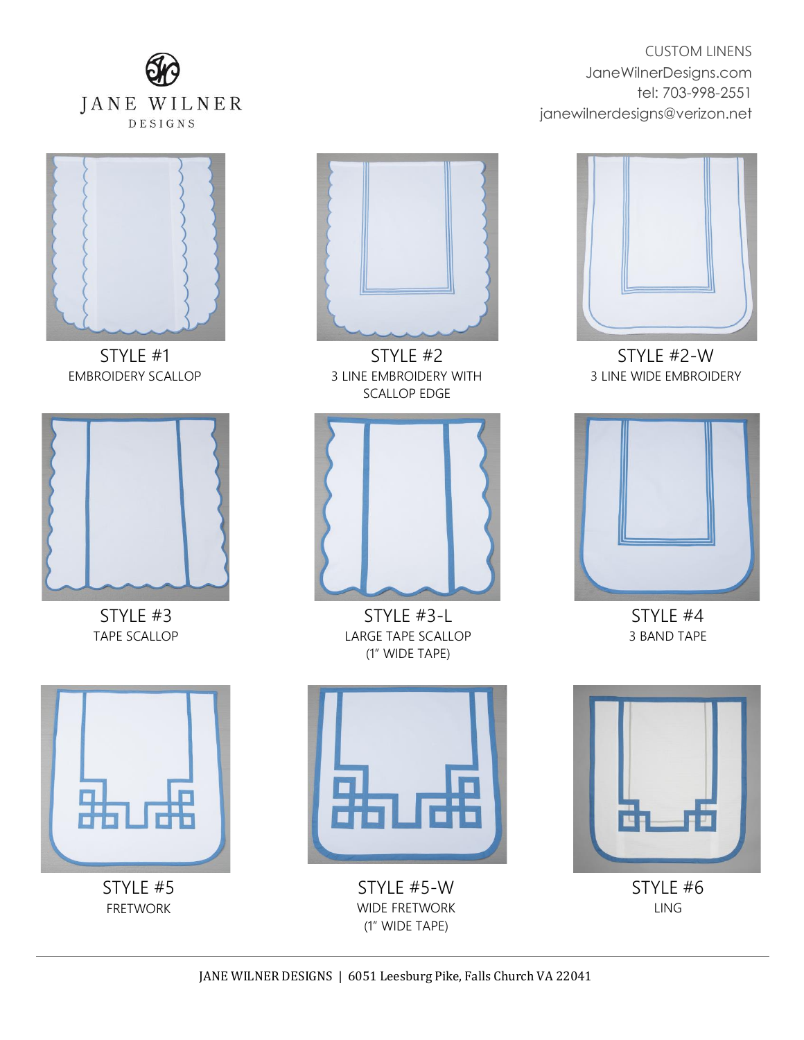JANE WILNER
DESIGNS

CUSTOM LINENS
JaneWilnerDesigns.com
tel: 703-998-2551
janewilnerdesigns@verizon.net

STYLE #1
EMBROIDERY SCALLOP

STYLE #2
3 LINE EMBROIDERY WITH SCALLOP EDGE

STYLE #2-W
3 LINE WIDE EMBROIDERY

STYLE #3
TAPE SCALLOP

STYLE #3-L
LARGE TAPE SCALLOP (1" WIDE TAPE)

STYLE #4
3 BAND TAPE

STYLE #5
FRETWORK

STYLE #5-W
WIDE FRETWORK (1" WIDE TAPE)

STYLE #6
LING

JANE WILNER DESIGNS | 6051 Leesburg Pike, Falls Church VA 22041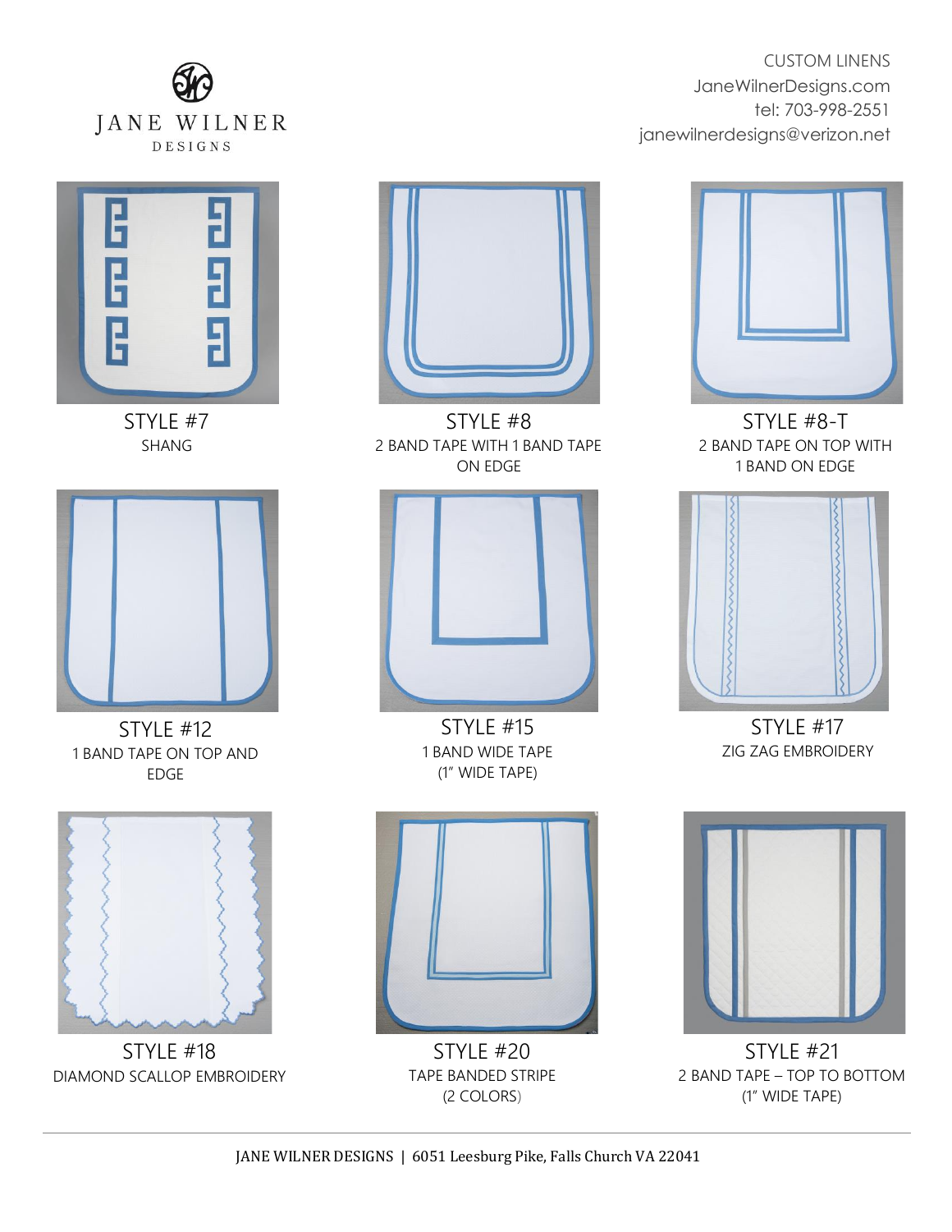JANE WILNER
DESIGNS

CUSTOM LINENS
JaneWilnerDesigns.com
tel: 703-998-2551
janewilnerdesigns@verizon.net

STYLE #7
SHANG

STYLE #8
2 BAND TAPE WITH 1 BAND TAPE ON EDGE

STYLE #8-T
2 BAND TAPE ON TOP WITH 1 BAND ON EDGE

STYLE #12
1 BAND TAPE ON TOP AND EDGE

STYLE #15
1 BAND WIDE TAPE
(1" WIDE TAPE)

STYLE #17
ZIG ZAG EMBROIDERY

STYLE #18
DIAMOND SCALLOP EMBROIDERY

STYLE #20
TAPE BANDED STRIPE
(2 COLORS)

STYLE #21
2 BAND TAPE – TOP TO BOTTOM
(1" WIDE TAPE)

JANE WILNER DESIGNS | 6051 Leesburg Pike, Falls Church VA 22041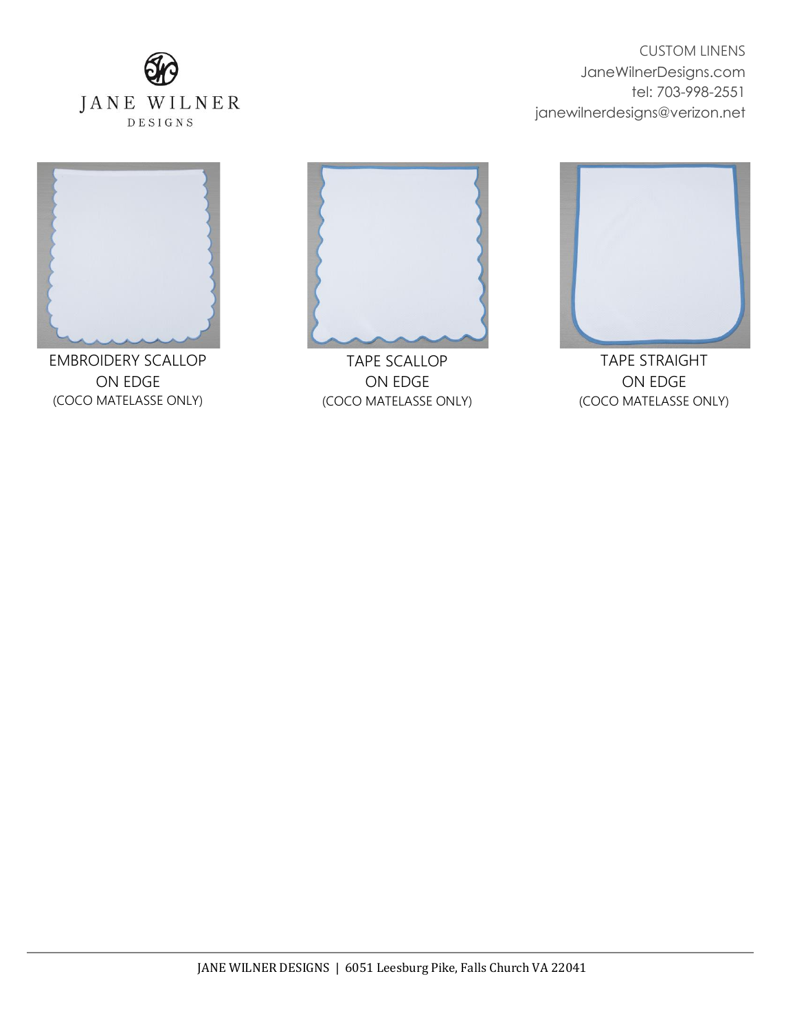JANE WILNER
DESIGNS

CUSTOM LINENS
JaneWilnerDesigns.com
tel: 703-998-2551
janewilnerdesigns@verizon.net

EMBROIDERY SCALLOP
ON EDGE
(COCO MATELASSE ONLY)

TAPE SCALLOP
ON EDGE
(COCO MATELASSE ONLY)

TAPE STRAIGHT
ON EDGE
(COCO MATELASSE ONLY)

JANE WILNER DESIGNS | 6051 Leesburg Pike, Falls Church VA 22041